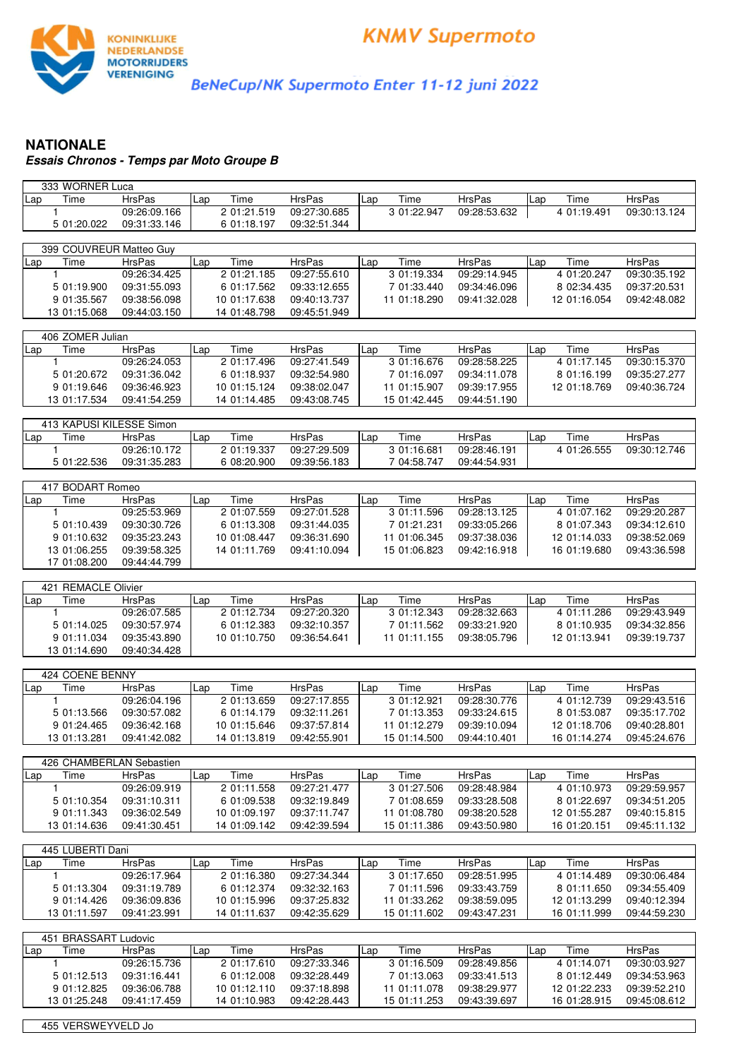KONINKLIJKE NEDERLANDSE MOTORRIJDERS VERENIGING

# KNMV Supermoto

## BeNeCup/NK Supermoto Enter 11-12 juni 2022

### NATIONALE

***Essais Chronos - Temps par Moto Groupe B***

**333 WORNER Luca**

| Lap | Time | HrsPas | Lap | Time | HrsPas | Lap | Time | HrsPas | Lap | Time | HrsPas |
|---|---|---|---|---|---|---|---|---|---|---|---|
| 1 | | 09:26:09.166 | 2 | 01:21.519 | 09:27:30.685 | 3 | 01:22.947 | 09:28:53.632 | 4 | 01:19.491 | 09:30:13.124 |
| 5 | 01:20.022 | 09:31:33.146 | 6 | 01:18.197 | 09:32:51.344 | | | | | | |

**399 COUVREUR Matteo Guy**

| Lap | Time | HrsPas | Lap | Time | HrsPas | Lap | Time | HrsPas | Lap | Time | HrsPas |
|---|---|---|---|---|---|---|---|---|---|---|---|
| 1 | | 09:26:34.425 | 2 | 01:21.185 | 09:27:55.610 | 3 | 01:19.334 | 09:29:14.945 | 4 | 01:20.247 | 09:30:35.192 |
| 5 | 01:19.900 | 09:31:55.093 | 6 | 01:17.562 | 09:33:12.655 | 7 | 01:33.440 | 09:34:46.096 | 8 | 02:34.435 | 09:37:20.531 |
| 9 | 01:35.567 | 09:38:56.098 | 10 | 01:17.638 | 09:40:13.737 | 11 | 01:18.290 | 09:41:32.028 | 12 | 01:16.054 | 09:42:48.082 |
| 13 | 01:15.068 | 09:44:03.150 | 14 | 01:48.798 | 09:45:51.949 | | | | | | |

**406 ZOMER Julian**

| Lap | Time | HrsPas | Lap | Time | HrsPas | Lap | Time | HrsPas | Lap | Time | HrsPas |
|---|---|---|---|---|---|---|---|---|---|---|---|
| 1 | | 09:26:24.053 | 2 | 01:17.496 | 09:27:41.549 | 3 | 01:16.676 | 09:28:58.225 | 4 | 01:17.145 | 09:30:15.370 |
| 5 | 01:20.672 | 09:31:36.042 | 6 | 01:18.937 | 09:32:54.980 | 7 | 01:16.097 | 09:34:11.078 | 8 | 01:16.199 | 09:35:27.277 |
| 9 | 01:19.646 | 09:36:46.923 | 10 | 01:15.124 | 09:38:02.047 | 11 | 01:15.907 | 09:39:17.955 | 12 | 01:18.769 | 09:40:36.724 |
| 13 | 01:17.534 | 09:41:54.259 | 14 | 01:14.485 | 09:43:08.745 | 15 | 01:42.445 | 09:44:51.190 | | | |

**413 KAPUSI KILESSE Simon**

| Lap | Time | HrsPas | Lap | Time | HrsPas | Lap | Time | HrsPas | Lap | Time | HrsPas |
|---|---|---|---|---|---|---|---|---|---|---|---|
| 1 | | 09:26:10.172 | 2 | 01:19.337 | 09:27:29.509 | 3 | 01:16.681 | 09:28:46.191 | 4 | 01:26.555 | 09:30:12.746 |
| 5 | 01:22.536 | 09:31:35.283 | 6 | 08:20.900 | 09:39:56.183 | 7 | 04:58.747 | 09:44:54.931 | | | |

**417 BODART Romeo**

| Lap | Time | HrsPas | Lap | Time | HrsPas | Lap | Time | HrsPas | Lap | Time | HrsPas |
|---|---|---|---|---|---|---|---|---|---|---|---|
| 1 | | 09:25:53.969 | 2 | 01:07.559 | 09:27:01.528 | 3 | 01:11.596 | 09:28:13.125 | 4 | 01:07.162 | 09:29:20.287 |
| 5 | 01:10.439 | 09:30:30.726 | 6 | 01:13.308 | 09:31:44.035 | 7 | 01:21.231 | 09:33:05.266 | 8 | 01:07.343 | 09:34:12.610 |
| 9 | 01:10.632 | 09:35:23.243 | 10 | 01:08.447 | 09:36:31.690 | 11 | 01:06.345 | 09:37:38.036 | 12 | 01:14.033 | 09:38:52.069 |
| 13 | 01:06.255 | 09:39:58.325 | 14 | 01:11.769 | 09:41:10.094 | 15 | 01:06.823 | 09:42:16.918 | 16 | 01:19.680 | 09:43:36.598 |
| 17 | 01:08.200 | 09:44:44.799 | | | | | | | | | |

**421 REMACLE Olivier**

| Lap | Time | HrsPas | Lap | Time | HrsPas | Lap | Time | HrsPas | Lap | Time | HrsPas |
|---|---|---|---|---|---|---|---|---|---|---|---|
| 1 | | 09:26:07.585 | 2 | 01:12.734 | 09:27:20.320 | 3 | 01:12.343 | 09:28:32.663 | 4 | 01:11.286 | 09:29:43.949 |
| 5 | 01:14.025 | 09:30:57.974 | 6 | 01:12.383 | 09:32:10.357 | 7 | 01:11.562 | 09:33:21.920 | 8 | 01:10.935 | 09:34:32.856 |
| 9 | 01:11.034 | 09:35:43.890 | 10 | 01:10.750 | 09:36:54.641 | 11 | 01:11.155 | 09:38:05.796 | 12 | 01:13.941 | 09:39:19.737 |
| 13 | 01:14.690 | 09:40:34.428 | | | | | | | | | |

**424 COENE BENNY**

| Lap | Time | HrsPas | Lap | Time | HrsPas | Lap | Time | HrsPas | Lap | Time | HrsPas |
|---|---|---|---|---|---|---|---|---|---|---|---|
| 1 | | 09:26:04.196 | 2 | 01:13.659 | 09:27:17.855 | 3 | 01:12.921 | 09:28:30.776 | 4 | 01:12.739 | 09:29:43.516 |
| 5 | 01:13.566 | 09:30:57.082 | 6 | 01:14.179 | 09:32:11.261 | 7 | 01:13.353 | 09:33:24.615 | 8 | 01:53.087 | 09:35:17.702 |
| 9 | 01:24.465 | 09:36:42.168 | 10 | 01:15.646 | 09:37:57.814 | 11 | 01:12.279 | 09:39:10.094 | 12 | 01:18.706 | 09:40:28.801 |
| 13 | 01:13.281 | 09:41:42.082 | 14 | 01:13.819 | 09:42:55.901 | 15 | 01:14.500 | 09:44:10.401 | 16 | 01:14.274 | 09:45:24.676 |

**426 CHAMBERLAN Sebastien**

| Lap | Time | HrsPas | Lap | Time | HrsPas | Lap | Time | HrsPas | Lap | Time | HrsPas |
|---|---|---|---|---|---|---|---|---|---|---|---|
| 1 | | 09:26:09.919 | 2 | 01:11.558 | 09:27:21.477 | 3 | 01:27.506 | 09:28:48.984 | 4 | 01:10.973 | 09:29:59.957 |
| 5 | 01:10.354 | 09:31:10.311 | 6 | 01:09.538 | 09:32:19.849 | 7 | 01:08.659 | 09:33:28.508 | 8 | 01:22.697 | 09:34:51.205 |
| 9 | 01:11.343 | 09:36:02.549 | 10 | 01:09.197 | 09:37:11.747 | 11 | 01:08.780 | 09:38:20.528 | 12 | 01:55.287 | 09:40:15.815 |
| 13 | 01:14.636 | 09:41:30.451 | 14 | 01:09.142 | 09:42:39.594 | 15 | 01:11.386 | 09:43:50.980 | 16 | 01:20.151 | 09:45:11.132 |

**445 LUBERTI Dani**

| Lap | Time | HrsPas | Lap | Time | HrsPas | Lap | Time | HrsPas | Lap | Time | HrsPas |
|---|---|---|---|---|---|---|---|---|---|---|---|
| 1 | | 09:26:17.964 | 2 | 01:16.380 | 09:27:34.344 | 3 | 01:17.650 | 09:28:51.995 | 4 | 01:14.489 | 09:30:06.484 |
| 5 | 01:13.304 | 09:31:19.789 | 6 | 01:12.374 | 09:32:32.163 | 7 | 01:11.596 | 09:33:43.759 | 8 | 01:11.650 | 09:34:55.409 |
| 9 | 01:14.426 | 09:36:09.836 | 10 | 01:15.996 | 09:37:25.832 | 11 | 01:33.262 | 09:38:59.095 | 12 | 01:13.299 | 09:40:12.394 |
| 13 | 01:11.597 | 09:41:23.991 | 14 | 01:11.637 | 09:42:35.629 | 15 | 01:11.602 | 09:43:47.231 | 16 | 01:11.999 | 09:44:59.230 |

**451 BRASSART Ludovic**

| Lap | Time | HrsPas | Lap | Time | HrsPas | Lap | Time | HrsPas | Lap | Time | HrsPas |
|---|---|---|---|---|---|---|---|---|---|---|---|
| 1 | | 09:26:15.736 | 2 | 01:17.610 | 09:27:33.346 | 3 | 01:16.509 | 09:28:49.856 | 4 | 01:14.071 | 09:30:03.927 |
| 5 | 01:12.513 | 09:31:16.441 | 6 | 01:12.008 | 09:32:28.449 | 7 | 01:13.063 | 09:33:41.513 | 8 | 01:12.449 | 09:34:53.963 |
| 9 | 01:12.825 | 09:36:06.788 | 10 | 01:12.110 | 09:37:18.898 | 11 | 01:11.078 | 09:38:29.977 | 12 | 01:22.233 | 09:39:52.210 |
| 13 | 01:25.248 | 09:41:17.459 | 14 | 01:10.983 | 09:42:28.443 | 15 | 01:11.253 | 09:43:39.697 | 16 | 01:28.915 | 09:45:08.612 |

**455 VERSWEYVELD Jo**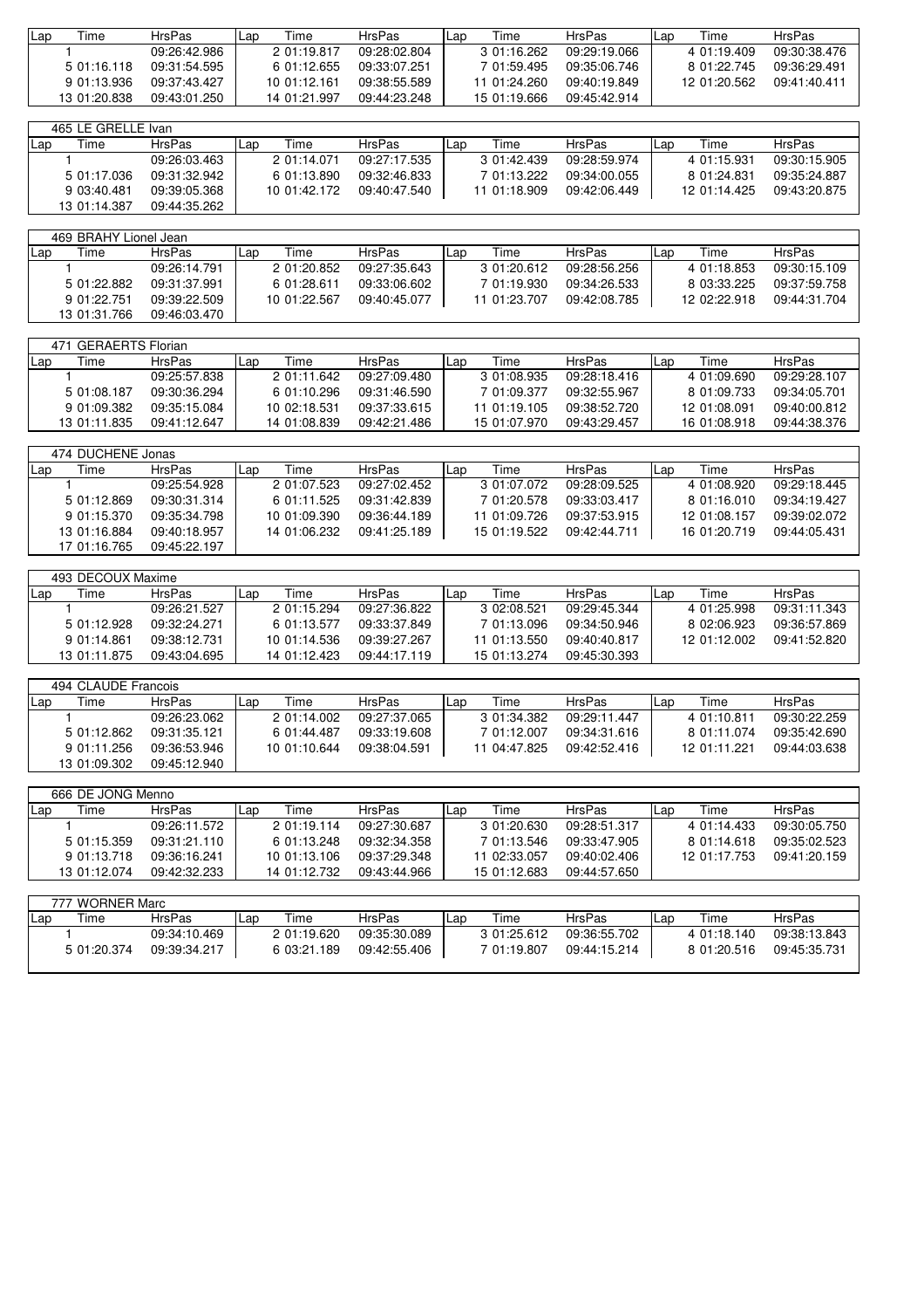| Lap | Time | HrsPas | Lap | Time | HrsPas | Lap | Time | HrsPas | Lap | Time | HrsPas |
|---|---|---|---|---|---|---|---|---|---|---|---|
| 1 | | 09:26:42.986 | 2 | 01:19.817 | 09:28:02.804 | 3 | 01:16.262 | 09:29:19.066 | 4 | 01:19.409 | 09:30:38.476 |
| 5 | 01:16.118 | 09:31:54.595 | 6 | 01:12.655 | 09:33:07.251 | 7 | 01:59.495 | 09:35:06.746 | 8 | 01:22.745 | 09:36:29.491 |
| 9 | 01:13.936 | 09:37:43.427 | 10 | 01:12.161 | 09:38:55.589 | 11 | 01:24.260 | 09:40:19.849 | 12 | 01:20.562 | 09:41:40.411 |
| 13 | 01:20.838 | 09:43:01.250 | 14 | 01:21.997 | 09:44:23.248 | 15 | 01:19.666 | 09:45:42.914 | | | |

465 LE GRELLE Ivan

| Lap | Time | HrsPas | Lap | Time | HrsPas | Lap | Time | HrsPas | Lap | Time | HrsPas |
|---|---|---|---|---|---|---|---|---|---|---|---|
| 1 | | 09:26:03.463 | 2 | 01:14.071 | 09:27:17.535 | 3 | 01:42.439 | 09:28:59.974 | 4 | 01:15.931 | 09:30:15.905 |
| 5 | 01:17.036 | 09:31:32.942 | 6 | 01:13.890 | 09:32:46.833 | 7 | 01:13.222 | 09:34:00.055 | 8 | 01:24.831 | 09:35:24.887 |
| 9 | 03:40.481 | 09:39:05.368 | 10 | 01:42.172 | 09:40:47.540 | 11 | 01:18.909 | 09:42:06.449 | 12 | 01:14.425 | 09:43:20.875 |
| 13 | 01:14.387 | 09:44:35.262 | | | | | | | | | |

469 BRAHY Lionel Jean

| Lap | Time | HrsPas | Lap | Time | HrsPas | Lap | Time | HrsPas | Lap | Time | HrsPas |
|---|---|---|---|---|---|---|---|---|---|---|---|
| 1 | | 09:26:14.791 | 2 | 01:20.852 | 09:27:35.643 | 3 | 01:20.612 | 09:28:56.256 | 4 | 01:18.853 | 09:30:15.109 |
| 5 | 01:22.882 | 09:31:37.991 | 6 | 01:28.611 | 09:33:06.602 | 7 | 01:19.930 | 09:34:26.533 | 8 | 03:33.225 | 09:37:59.758 |
| 9 | 01:22.751 | 09:39:22.509 | 10 | 01:22.567 | 09:40:45.077 | 11 | 01:23.707 | 09:42:08.785 | 12 | 02:22.918 | 09:44:31.704 |
| 13 | 01:31.766 | 09:46:03.470 | | | | | | | | | |

471 GERAERTS Florian

| Lap | Time | HrsPas | Lap | Time | HrsPas | Lap | Time | HrsPas | Lap | Time | HrsPas |
|---|---|---|---|---|---|---|---|---|---|---|---|
| 1 | | 09:25:57.838 | 2 | 01:11.642 | 09:27:09.480 | 3 | 01:08.935 | 09:28:18.416 | 4 | 01:09.690 | 09:29:28.107 |
| 5 | 01:08.187 | 09:30:36.294 | 6 | 01:10.296 | 09:31:46.590 | 7 | 01:09.377 | 09:32:55.967 | 8 | 01:09.733 | 09:34:05.701 |
| 9 | 01:09.382 | 09:35:15.084 | 10 | 02:18.531 | 09:37:33.615 | 11 | 01:19.105 | 09:38:52.720 | 12 | 01:08.091 | 09:40:00.812 |
| 13 | 01:11.835 | 09:41:12.647 | 14 | 01:08.839 | 09:42:21.486 | 15 | 01:07.970 | 09:43:29.457 | 16 | 01:08.918 | 09:44:38.376 |

474 DUCHENE Jonas

| Lap | Time | HrsPas | Lap | Time | HrsPas | Lap | Time | HrsPas | Lap | Time | HrsPas |
|---|---|---|---|---|---|---|---|---|---|---|---|
| 1 | | 09:25:54.928 | 2 | 01:07.523 | 09:27:02.452 | 3 | 01:07.072 | 09:28:09.525 | 4 | 01:08.920 | 09:29:18.445 |
| 5 | 01:12.869 | 09:30:31.314 | 6 | 01:11.525 | 09:31:42.839 | 7 | 01:20.578 | 09:33:03.417 | 8 | 01:16.010 | 09:34:19.427 |
| 9 | 01:15.370 | 09:35:34.798 | 10 | 01:09.390 | 09:36:44.189 | 11 | 01:09.726 | 09:37:53.915 | 12 | 01:08.157 | 09:39:02.072 |
| 13 | 01:16.884 | 09:40:18.957 | 14 | 01:06.232 | 09:41:25.189 | 15 | 01:19.522 | 09:42:44.711 | 16 | 01:20.719 | 09:44:05.431 |
| 17 | 01:16.765 | 09:45:22.197 | | | | | | | | | |

493 DECOUX Maxime

| Lap | Time | HrsPas | Lap | Time | HrsPas | Lap | Time | HrsPas | Lap | Time | HrsPas |
|---|---|---|---|---|---|---|---|---|---|---|---|
| 1 | | 09:26:21.527 | 2 | 01:15.294 | 09:27:36.822 | 3 | 02:08.521 | 09:29:45.344 | 4 | 01:25.998 | 09:31:11.343 |
| 5 | 01:12.928 | 09:32:24.271 | 6 | 01:13.577 | 09:33:37.849 | 7 | 01:13.096 | 09:34:50.946 | 8 | 02:06.923 | 09:36:57.869 |
| 9 | 01:14.861 | 09:38:12.731 | 10 | 01:14.536 | 09:39:27.267 | 11 | 01:13.550 | 09:40:40.817 | 12 | 01:12.002 | 09:41:52.820 |
| 13 | 01:11.875 | 09:43:04.695 | 14 | 01:12.423 | 09:44:17.119 | 15 | 01:13.274 | 09:45:30.393 | | | |

494 CLAUDE Francois

| Lap | Time | HrsPas | Lap | Time | HrsPas | Lap | Time | HrsPas | Lap | Time | HrsPas |
|---|---|---|---|---|---|---|---|---|---|---|---|
| 1 | | 09:26:23.062 | 2 | 01:14.002 | 09:27:37.065 | 3 | 01:34.382 | 09:29:11.447 | 4 | 01:10.811 | 09:30:22.259 |
| 5 | 01:12.862 | 09:31:35.121 | 6 | 01:44.487 | 09:33:19.608 | 7 | 01:12.007 | 09:34:31.616 | 8 | 01:11.074 | 09:35:42.690 |
| 9 | 01:11.256 | 09:36:53.946 | 10 | 01:10.644 | 09:38:04.591 | 11 | 04:47.825 | 09:42:52.416 | 12 | 01:11.221 | 09:44:03.638 |
| 13 | 01:09.302 | 09:45:12.940 | | | | | | | | | |

666 DE JONG Menno

| Lap | Time | HrsPas | Lap | Time | HrsPas | Lap | Time | HrsPas | Lap | Time | HrsPas |
|---|---|---|---|---|---|---|---|---|---|---|---|
| 1 | | 09:26:11.572 | 2 | 01:19.114 | 09:27:30.687 | 3 | 01:20.630 | 09:28:51.317 | 4 | 01:14.433 | 09:30:05.750 |
| 5 | 01:15.359 | 09:31:21.110 | 6 | 01:13.248 | 09:32:34.358 | 7 | 01:13.546 | 09:33:47.905 | 8 | 01:14.618 | 09:35:02.523 |
| 9 | 01:13.718 | 09:36:16.241 | 10 | 01:13.106 | 09:37:29.348 | 11 | 02:33.057 | 09:40:02.406 | 12 | 01:17.753 | 09:41:20.159 |
| 13 | 01:12.074 | 09:42:32.233 | 14 | 01:12.732 | 09:43:44.966 | 15 | 01:12.683 | 09:44:57.650 | | | |

777 WORNER Marc

| Lap | Time | HrsPas | Lap | Time | HrsPas | Lap | Time | HrsPas | Lap | Time | HrsPas |
|---|---|---|---|---|---|---|---|---|---|---|---|
| 1 | | 09:34:10.469 | 2 | 01:19.620 | 09:35:30.089 | 3 | 01:25.612 | 09:36:55.702 | 4 | 01:18.140 | 09:38:13.843 |
| 5 | 01:20.374 | 09:39:34.217 | 6 | 03:21.189 | 09:42:55.406 | 7 | 01:19.807 | 09:44:15.214 | 8 | 01:20.516 | 09:45:35.731 |